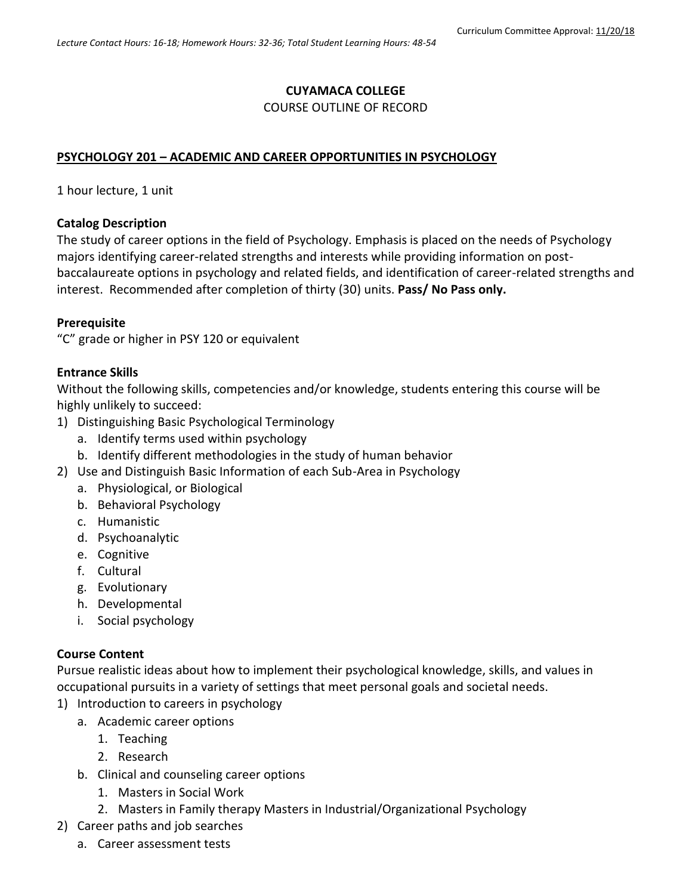Curriculum Committee Approval: 11/20/18

*Lecture Contact Hours: 16-18; Homework Hours: 32-36; Total Student Learning Hours: 48-54*

**CUYAMACA COLLEGE**

COURSE OUTLINE OF RECORD

**PSYCHOLOGY 201 – ACADEMIC AND CAREER OPPORTUNITIES IN PSYCHOLOGY**

1 hour lecture, 1 unit

### Catalog Description

The study of career options in the field of Psychology. Emphasis is placed on the needs of Psychology majors identifying career-related strengths and interests while providing information on post-baccalaureate options in psychology and related fields, and identification of career-related strengths and interest. Recommended after completion of thirty (30) units. **Pass/ No Pass only.**

### Prerequisite

"C" grade or higher in PSY 120 or equivalent

### Entrance Skills

Without the following skills, competencies and/or knowledge, students entering this course will be highly unlikely to succeed:

1) Distinguishing Basic Psychological Terminology
   a. Identify terms used within psychology
   b. Identify different methodologies in the study of human behavior
2) Use and Distinguish Basic Information of each Sub-Area in Psychology
   a. Physiological, or Biological
   b. Behavioral Psychology
   c. Humanistic
   d. Psychoanalytic
   e. Cognitive
   f. Cultural
   g. Evolutionary
   h. Developmental
   i. Social psychology

### Course Content

Pursue realistic ideas about how to implement their psychological knowledge, skills, and values in occupational pursuits in a variety of settings that meet personal goals and societal needs.

1) Introduction to careers in psychology
   a. Academic career options
      1. Teaching
      2. Research
   b. Clinical and counseling career options
      1. Masters in Social Work
      2. Masters in Family therapy Masters in Industrial/Organizational Psychology
2) Career paths and job searches
   a. Career assessment tests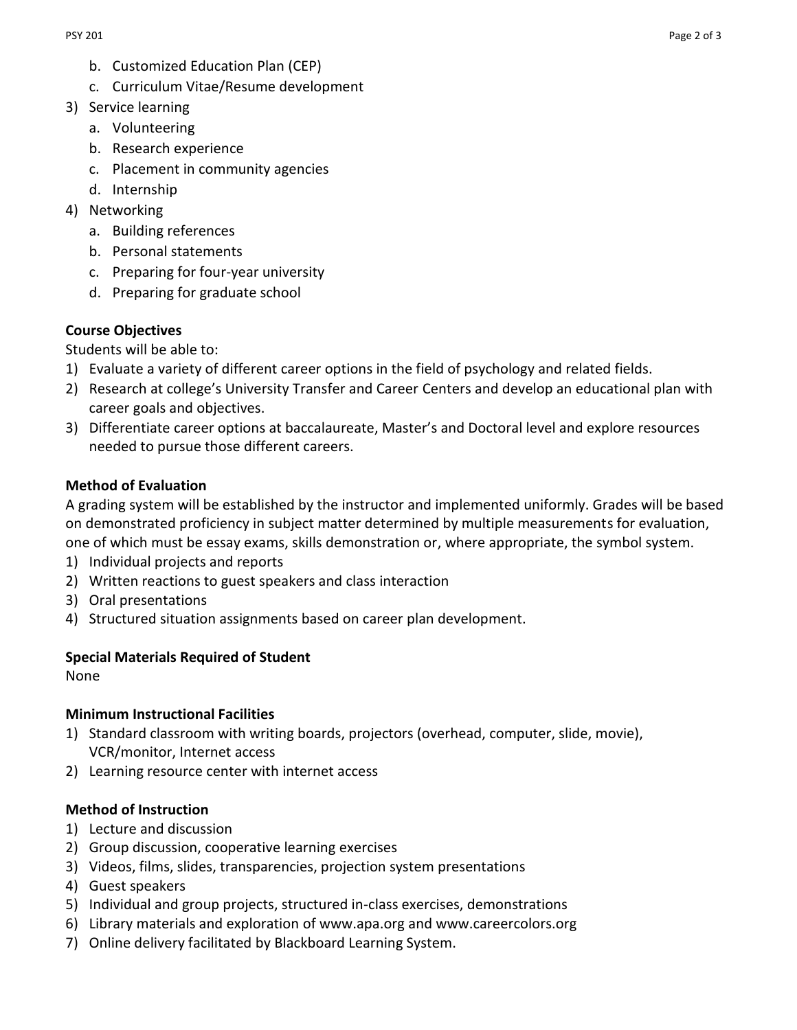b. Customized Education Plan (CEP)
   c. Curriculum Vitae/Resume development
3) Service learning
   a. Volunteering
   b. Research experience
   c. Placement in community agencies
   d. Internship
4) Networking
   a. Building references
   b. Personal statements
   c. Preparing for four-year university
   d. Preparing for graduate school

**Course Objectives**

Students will be able to:

1) Evaluate a variety of different career options in the field of psychology and related fields.
2) Research at college's University Transfer and Career Centers and develop an educational plan with career goals and objectives.
3) Differentiate career options at baccalaureate, Master's and Doctoral level and explore resources needed to pursue those different careers.

**Method of Evaluation**

A grading system will be established by the instructor and implemented uniformly. Grades will be based on demonstrated proficiency in subject matter determined by multiple measurements for evaluation, one of which must be essay exams, skills demonstration or, where appropriate, the symbol system.

1) Individual projects and reports
2) Written reactions to guest speakers and class interaction
3) Oral presentations
4) Structured situation assignments based on career plan development.

**Special Materials Required of Student**

None

**Minimum Instructional Facilities**

1) Standard classroom with writing boards, projectors (overhead, computer, slide, movie), VCR/monitor, Internet access
2) Learning resource center with internet access

**Method of Instruction**

1) Lecture and discussion
2) Group discussion, cooperative learning exercises
3) Videos, films, slides, transparencies, projection system presentations
4) Guest speakers
5) Individual and group projects, structured in-class exercises, demonstrations
6) Library materials and exploration of www.apa.org and www.careercolors.org
7) Online delivery facilitated by Blackboard Learning System.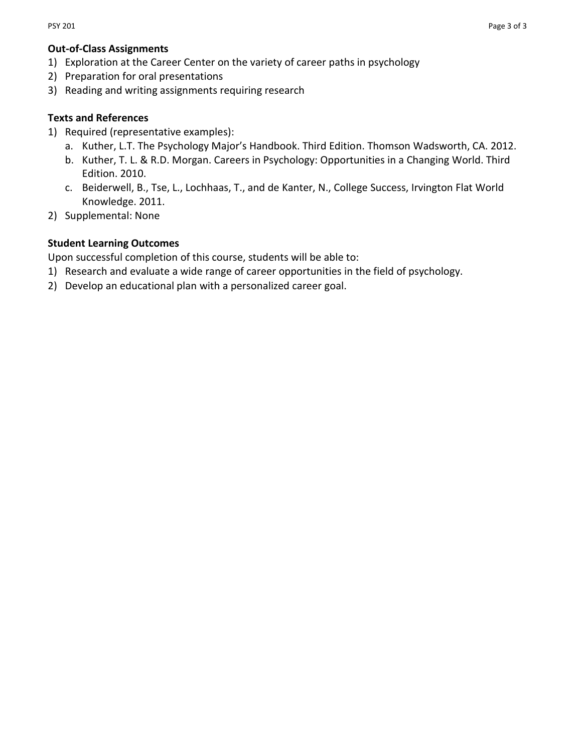**Out-of-Class Assignments**

1) Exploration at the Career Center on the variety of career paths in psychology
2) Preparation for oral presentations
3) Reading and writing assignments requiring research

**Texts and References**

1) Required (representative examples):
   a. Kuther, L.T. The Psychology Major's Handbook. Third Edition. Thomson Wadsworth, CA. 2012.
   b. Kuther, T. L. & R.D. Morgan. Careers in Psychology: Opportunities in a Changing World. Third Edition. 2010.
   c. Beiderwell, B., Tse, L., Lochhaas, T., and de Kanter, N., College Success, Irvington Flat World Knowledge. 2011.
2) Supplemental: None

**Student Learning Outcomes**

Upon successful completion of this course, students will be able to:

1) Research and evaluate a wide range of career opportunities in the field of psychology.
2) Develop an educational plan with a personalized career goal.